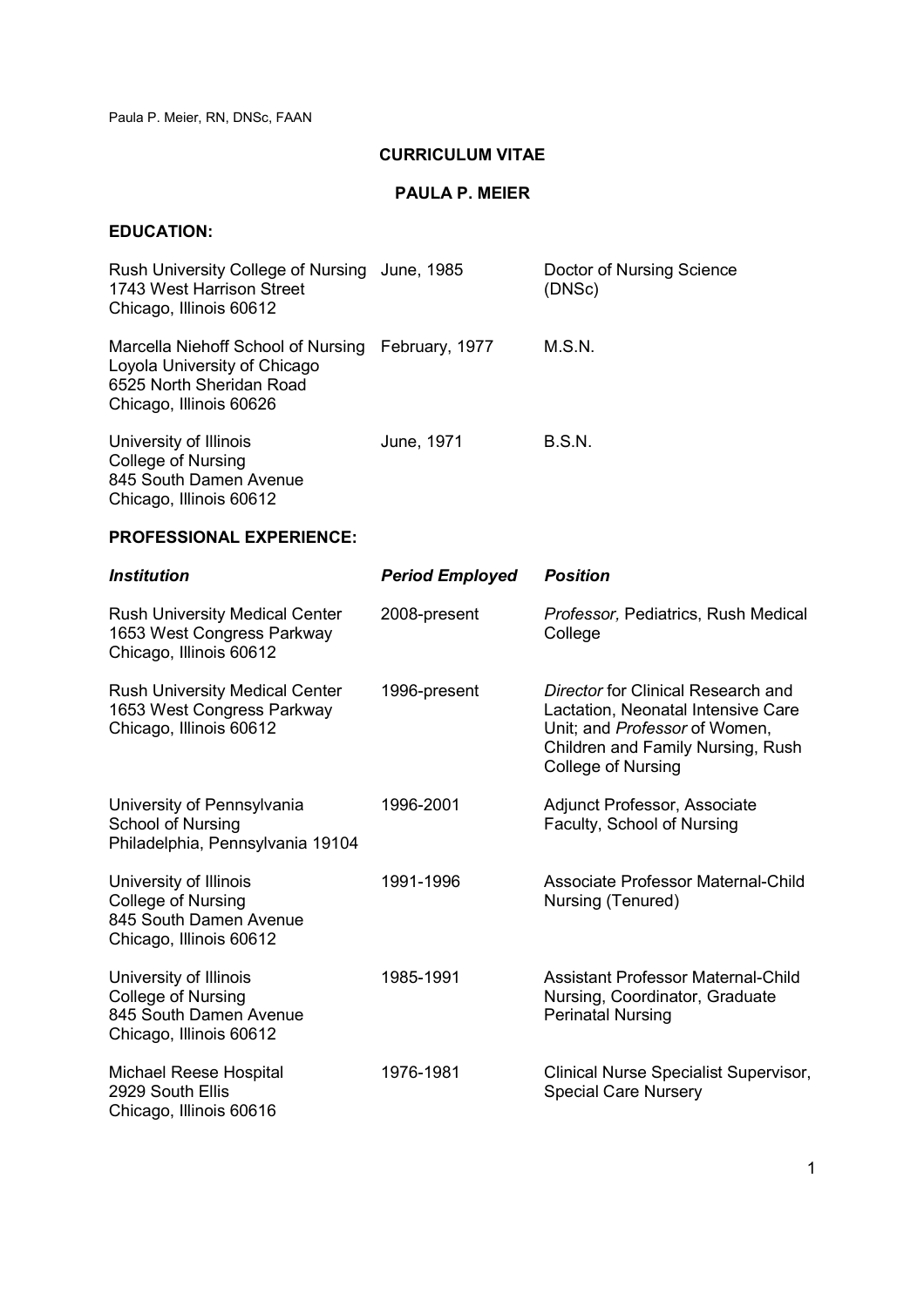# CURRICULUM VITAE

## PAULA P. MEIER

### EDUCATION:

| | | |
|---|---|---|
| Rush University College of Nursing<br>1743 West Harrison Street<br>Chicago, Illinois 60612 | June, 1985 | Doctor of Nursing Science (DNSc) |
| Marcella Niehoff School of Nursing<br>Loyola University of Chicago<br>6525 North Sheridan Road<br>Chicago, Illinois 60626 | February, 1977 | M.S.N. |
| University of Illinois<br>College of Nursing<br>845 South Damen Avenue<br>Chicago, Illinois 60612 | June, 1971 | B.S.N. |

### PROFESSIONAL EXPERIENCE:

| ***Institution*** | ***Period Employed*** | ***Position*** |
|---|---|---|
| Rush University Medical Center<br>1653 West Congress Parkway<br>Chicago, Illinois 60612 | 2008-present | *Professor,* Pediatrics, Rush Medical College |
| Rush University Medical Center<br>1653 West Congress Parkway<br>Chicago, Illinois 60612 | 1996-present | *Director* for Clinical Research and Lactation, Neonatal Intensive Care Unit; and *Professor* of Women, Children and Family Nursing, Rush College of Nursing |
| University of Pennsylvania<br>School of Nursing<br>Philadelphia, Pennsylvania 19104 | 1996-2001 | Adjunct Professor, Associate Faculty, School of Nursing |
| University of Illinois<br>College of Nursing<br>845 South Damen Avenue<br>Chicago, Illinois 60612 | 1991-1996 | Associate Professor Maternal-Child Nursing (Tenured) |
| University of Illinois<br>College of Nursing<br>845 South Damen Avenue<br>Chicago, Illinois 60612 | 1985-1991 | Assistant Professor Maternal-Child Nursing, Coordinator, Graduate Perinatal Nursing |
| Michael Reese Hospital<br>2929 South Ellis<br>Chicago, Illinois 60616 | 1976-1981 | Clinical Nurse Specialist Supervisor, Special Care Nursery |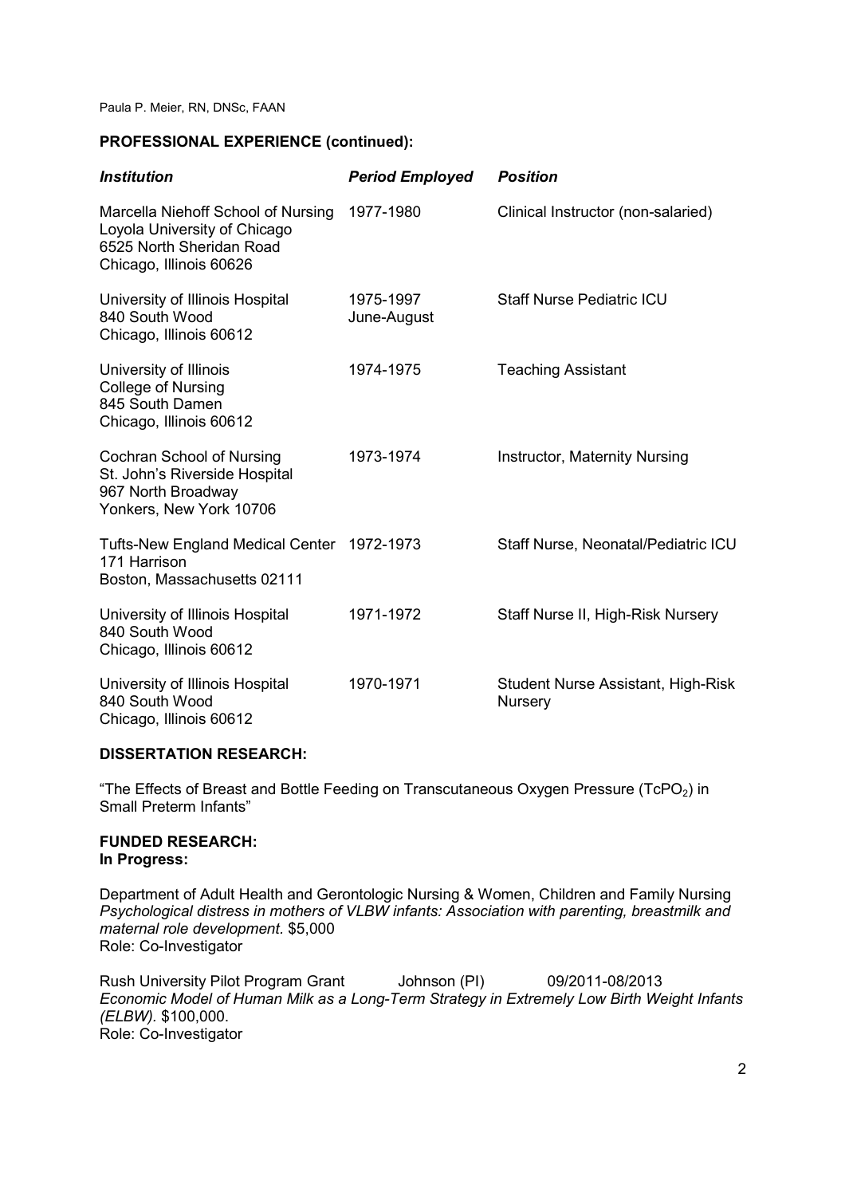## PROFESSIONAL EXPERIENCE (continued):

| *Institution* | *Period Employed* | *Position* |
| --- | --- | --- |
| Marcella Niehoff School of Nursing Loyola University of Chicago 6525 North Sheridan Road Chicago, Illinois 60626 | 1977-1980 | Clinical Instructor (non-salaried) |
| University of Illinois Hospital 840 South Wood Chicago, Illinois 60612 | 1975-1997 June-August | Staff Nurse Pediatric ICU |
| University of Illinois College of Nursing 845 South Damen Chicago, Illinois 60612 | 1974-1975 | Teaching Assistant |
| Cochran School of Nursing St. John's Riverside Hospital 967 North Broadway Yonkers, New York 10706 | 1973-1974 | Instructor, Maternity Nursing |
| Tufts-New England Medical Center 171 Harrison Boston, Massachusetts 02111 | 1972-1973 | Staff Nurse, Neonatal/Pediatric ICU |
| University of Illinois Hospital 840 South Wood Chicago, Illinois 60612 | 1971-1972 | Staff Nurse II, High-Risk Nursery |
| University of Illinois Hospital 840 South Wood Chicago, Illinois 60612 | 1970-1971 | Student Nurse Assistant, High-Risk Nursery |

## DISSERTATION RESEARCH:

"The Effects of Breast and Bottle Feeding on Transcutaneous Oxygen Pressure ($TcPO_2$) in Small Preterm Infants"

## FUNDED RESEARCH:

### In Progress:

Department of Adult Health and Gerontologic Nursing & Women, Children and Family Nursing
*Psychological distress in mothers of VLBW infants: Association with parenting, breastmilk and maternal role development.* $5,000
Role: Co-Investigator

Rush University Pilot Program Grant Johnson (PI) 09/2011-08/2013
*Economic Model of Human Milk as a Long-Term Strategy in Extremely Low Birth Weight Infants (ELBW).* $100,000.
Role: Co-Investigator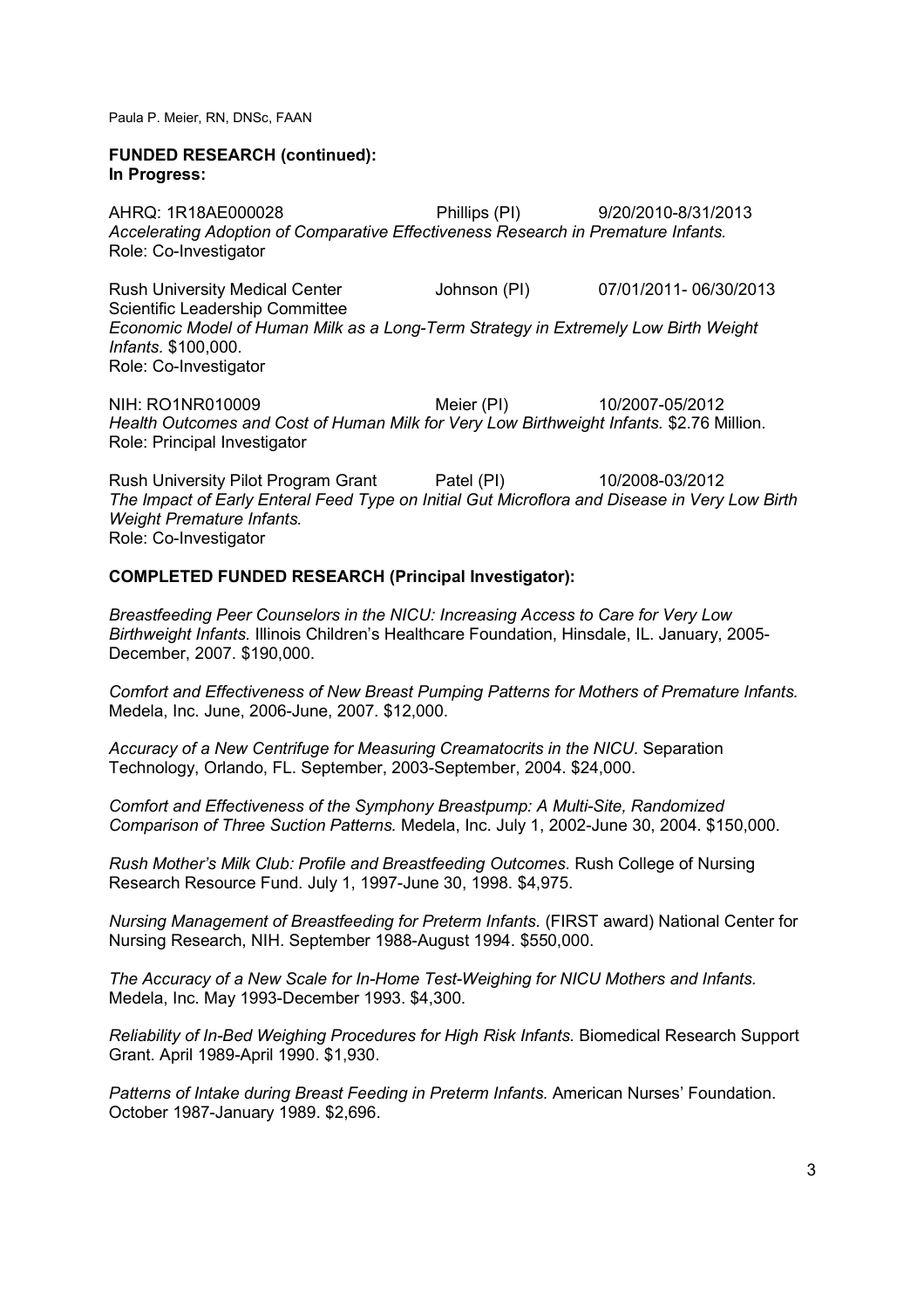**FUNDED RESEARCH (continued):**
**In Progress:**

AHRQ: 1R18AE000028 Phillips (PI) 9/20/2010-8/31/2013
*Accelerating Adoption of Comparative Effectiveness Research in Premature Infants.*
Role: Co-Investigator

Rush University Medical Center Johnson (PI) 07/01/2011- 06/30/2013
Scientific Leadership Committee
*Economic Model of Human Milk as a Long-Term Strategy in Extremely Low Birth Weight Infants.* $100,000.
Role: Co-Investigator

NIH: RO1NR010009 Meier (PI) 10/2007-05/2012
*Health Outcomes and Cost of Human Milk for Very Low Birthweight Infants.* $2.76 Million.
Role: Principal Investigator

Rush University Pilot Program Grant Patel (PI) 10/2008-03/2012
*The Impact of Early Enteral Feed Type on Initial Gut Microflora and Disease in Very Low Birth Weight Premature Infants.*
Role: Co-Investigator

**COMPLETED FUNDED RESEARCH (Principal Investigator):**

*Breastfeeding Peer Counselors in the NICU: Increasing Access to Care for Very Low Birthweight Infants.* Illinois Children's Healthcare Foundation, Hinsdale, IL. January, 2005-December, 2007. $190,000.

*Comfort and Effectiveness of New Breast Pumping Patterns for Mothers of Premature Infants.* Medela, Inc. June, 2006-June, 2007. $12,000.

*Accuracy of a New Centrifuge for Measuring Creamatocrits in the NICU.* Separation Technology, Orlando, FL. September, 2003-September, 2004. $24,000.

*Comfort and Effectiveness of the Symphony Breastpump: A Multi-Site, Randomized Comparison of Three Suction Patterns.* Medela, Inc. July 1, 2002-June 30, 2004. $150,000.

*Rush Mother's Milk Club: Profile and Breastfeeding Outcomes.* Rush College of Nursing Research Resource Fund. July 1, 1997-June 30, 1998. $4,975.

*Nursing Management of Breastfeeding for Preterm Infants.* (FIRST award) National Center for Nursing Research, NIH. September 1988-August 1994. $550,000.

*The Accuracy of a New Scale for In-Home Test-Weighing for NICU Mothers and Infants.* Medela, Inc. May 1993-December 1993. $4,300.

*Reliability of In-Bed Weighing Procedures for High Risk Infants.* Biomedical Research Support Grant. April 1989-April 1990. $1,930.

*Patterns of Intake during Breast Feeding in Preterm Infants.* American Nurses' Foundation. October 1987-January 1989. $2,696.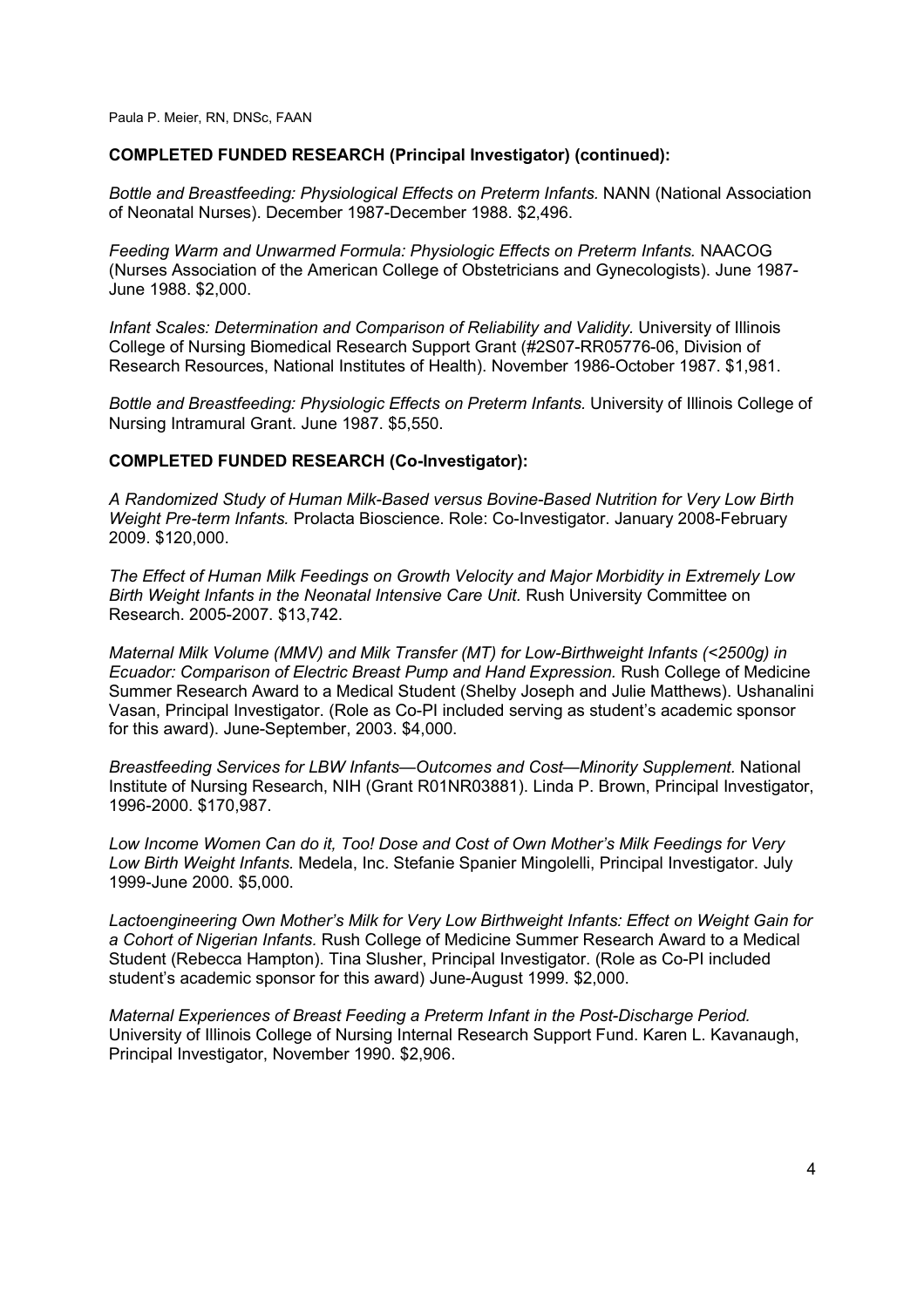## COMPLETED FUNDED RESEARCH (Principal Investigator) (continued):

*Bottle and Breastfeeding: Physiological Effects on Preterm Infants.* NANN (National Association of Neonatal Nurses). December 1987-December 1988. $2,496.

*Feeding Warm and Unwarmed Formula: Physiologic Effects on Preterm Infants.* NAACOG (Nurses Association of the American College of Obstetricians and Gynecologists). June 1987-June 1988. $2,000.

*Infant Scales: Determination and Comparison of Reliability and Validity.* University of Illinois College of Nursing Biomedical Research Support Grant (#2S07-RR05776-06, Division of Research Resources, National Institutes of Health). November 1986-October 1987. $1,981.

*Bottle and Breastfeeding: Physiologic Effects on Preterm Infants.* University of Illinois College of Nursing Intramural Grant. June 1987. $5,550.

## COMPLETED FUNDED RESEARCH (Co-Investigator):

*A Randomized Study of Human Milk-Based versus Bovine-Based Nutrition for Very Low Birth Weight Pre-term Infants.* Prolacta Bioscience. Role: Co-Investigator. January 2008-February 2009. $120,000.

*The Effect of Human Milk Feedings on Growth Velocity and Major Morbidity in Extremely Low Birth Weight Infants in the Neonatal Intensive Care Unit.* Rush University Committee on Research. 2005-2007. $13,742.

*Maternal Milk Volume (MMV) and Milk Transfer (MT) for Low-Birthweight Infants (<2500g) in Ecuador: Comparison of Electric Breast Pump and Hand Expression.* Rush College of Medicine Summer Research Award to a Medical Student (Shelby Joseph and Julie Matthews). Ushanalini Vasan, Principal Investigator. (Role as Co-PI included serving as student's academic sponsor for this award). June-September, 2003. $4,000.

*Breastfeeding Services for LBW Infants—Outcomes and Cost—Minority Supplement.* National Institute of Nursing Research, NIH (Grant R01NR03881). Linda P. Brown, Principal Investigator, 1996-2000. $170,987.

*Low Income Women Can do it, Too! Dose and Cost of Own Mother's Milk Feedings for Very Low Birth Weight Infants.* Medela, Inc. Stefanie Spanier Mingolelli, Principal Investigator. July 1999-June 2000. $5,000.

*Lactoengineering Own Mother's Milk for Very Low Birthweight Infants: Effect on Weight Gain for a Cohort of Nigerian Infants.* Rush College of Medicine Summer Research Award to a Medical Student (Rebecca Hampton). Tina Slusher, Principal Investigator. (Role as Co-PI included student's academic sponsor for this award) June-August 1999. $2,000.

*Maternal Experiences of Breast Feeding a Preterm Infant in the Post-Discharge Period.* University of Illinois College of Nursing Internal Research Support Fund. Karen L. Kavanaugh, Principal Investigator, November 1990. $2,906.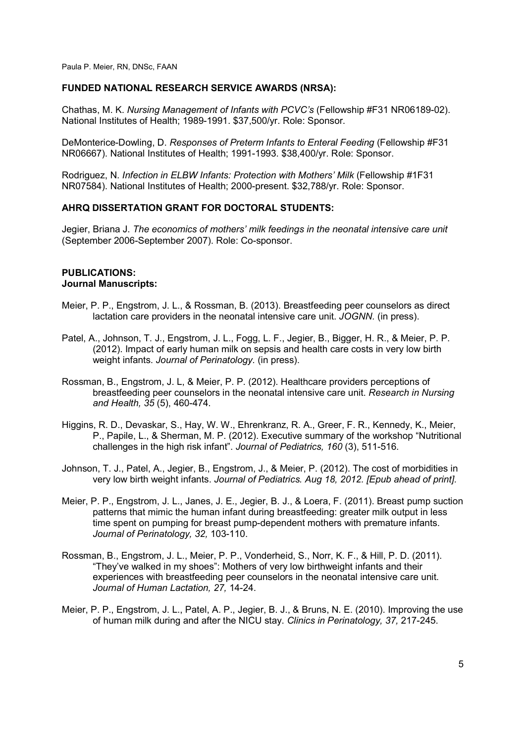## FUNDED NATIONAL RESEARCH SERVICE AWARDS (NRSA):

Chathas, M. K. *Nursing Management of Infants with PCVC's* (Fellowship #F31 NR06189-02). National Institutes of Health; 1989-1991. $37,500/yr. Role: Sponsor.

DeMonterice-Dowling, D. *Responses of Preterm Infants to Enteral Feeding* (Fellowship #F31 NR06667). National Institutes of Health; 1991-1993. $38,400/yr. Role: Sponsor.

Rodriguez, N. *Infection in ELBW Infants: Protection with Mothers' Milk* (Fellowship #1F31 NR07584). National Institutes of Health; 2000-present. $32,788/yr. Role: Sponsor.

## AHRQ DISSERTATION GRANT FOR DOCTORAL STUDENTS:

Jegier, Briana J. *The economics of mothers' milk feedings in the neonatal intensive care unit* (September 2006-September 2007). Role: Co-sponsor.

## PUBLICATIONS:

### Journal Manuscripts:

Meier, P. P., Engstrom, J. L., & Rossman, B. (2013). Breastfeeding peer counselors as direct lactation care providers in the neonatal intensive care unit. *JOGNN.* (in press).

Patel, A., Johnson, T. J., Engstrom, J. L., Fogg, L. F., Jegier, B., Bigger, H. R., & Meier, P. P. (2012). Impact of early human milk on sepsis and health care costs in very low birth weight infants. *Journal of Perinatology.* (in press).

Rossman, B., Engstrom, J. L, & Meier, P. P. (2012). Healthcare providers perceptions of breastfeeding peer counselors in the neonatal intensive care unit. *Research in Nursing and Health, 35* (5), 460-474.

Higgins, R. D., Devaskar, S., Hay, W. W., Ehrenkranz, R. A., Greer, F. R., Kennedy, K., Meier, P., Papile, L., & Sherman, M. P. (2012). Executive summary of the workshop "Nutritional challenges in the high risk infant". *Journal of Pediatrics, 160* (3), 511-516.

Johnson, T. J., Patel, A., Jegier, B., Engstrom, J., & Meier, P. (2012). The cost of morbidities in very low birth weight infants. *Journal of Pediatrics. Aug 18, 2012. [Epub ahead of print].*

Meier, P. P., Engstrom, J. L., Janes, J. E., Jegier, B. J., & Loera, F. (2011). Breast pump suction patterns that mimic the human infant during breastfeeding: greater milk output in less time spent on pumping for breast pump-dependent mothers with premature infants. *Journal of Perinatology, 32,* 103-110.

Rossman, B., Engstrom, J. L., Meier, P. P., Vonderheid, S., Norr, K. F., & Hill, P. D. (2011). "They've walked in my shoes": Mothers of very low birthweight infants and their experiences with breastfeeding peer counselors in the neonatal intensive care unit. *Journal of Human Lactation, 27,* 14-24.

Meier, P. P., Engstrom, J. L., Patel, A. P., Jegier, B. J., & Bruns, N. E. (2010). Improving the use of human milk during and after the NICU stay. *Clinics in Perinatology, 37,* 217-245.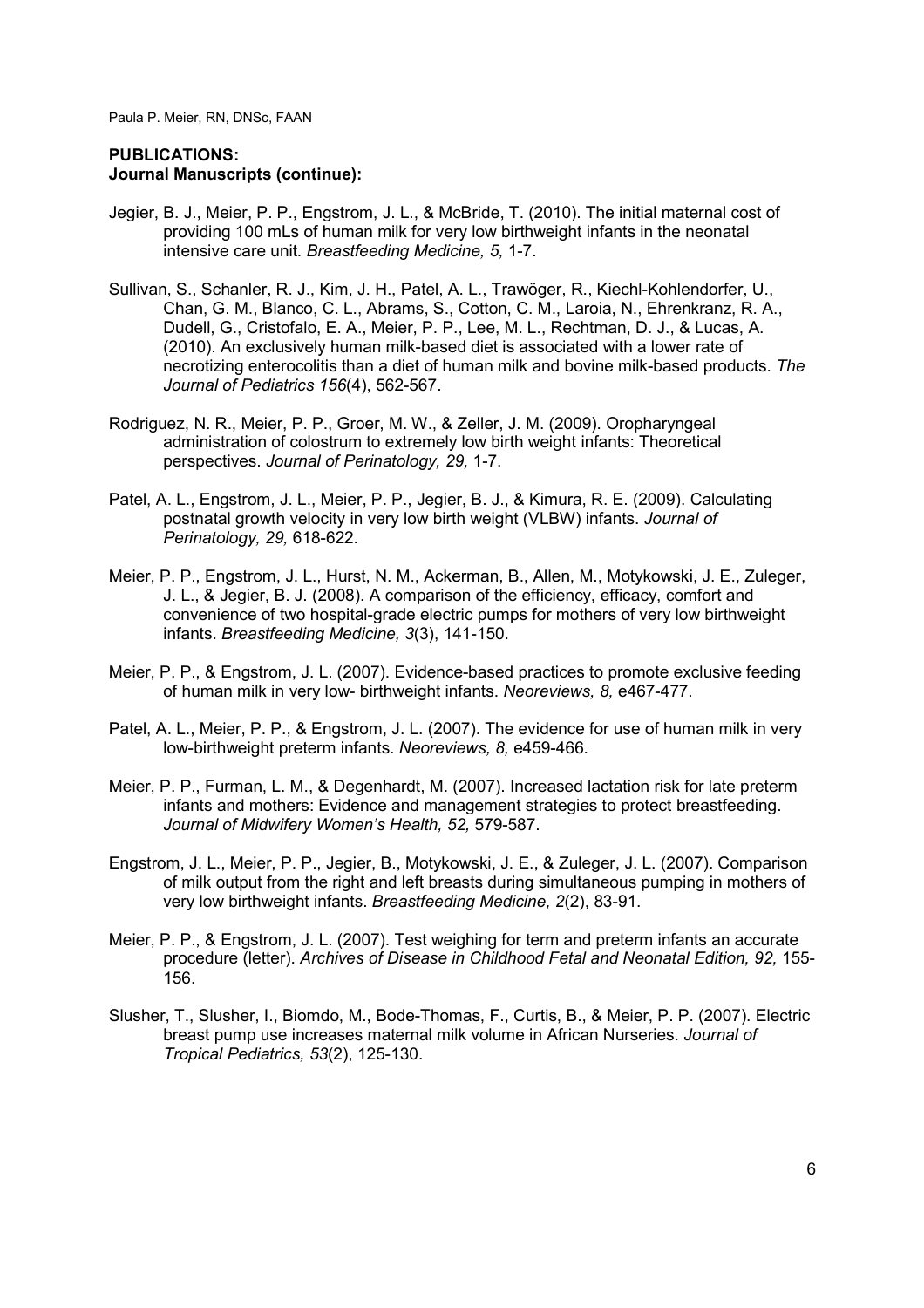**PUBLICATIONS:**
**Journal Manuscripts (continue):**

Jegier, B. J., Meier, P. P., Engstrom, J. L., & McBride, T. (2010). The initial maternal cost of providing 100 mLs of human milk for very low birthweight infants in the neonatal intensive care unit. *Breastfeeding Medicine, 5,* 1-7.

Sullivan, S., Schanler, R. J., Kim, J. H., Patel, A. L., Trawöger, R., Kiechl-Kohlendorfer, U., Chan, G. M., Blanco, C. L., Abrams, S., Cotton, C. M., Laroia, N., Ehrenkranz, R. A., Dudell, G., Cristofalo, E. A., Meier, P. P., Lee, M. L., Rechtman, D. J., & Lucas, A. (2010). An exclusively human milk-based diet is associated with a lower rate of necrotizing enterocolitis than a diet of human milk and bovine milk-based products. *The Journal of Pediatrics 156*(4), 562-567.

Rodriguez, N. R., Meier, P. P., Groer, M. W., & Zeller, J. M. (2009). Oropharyngeal administration of colostrum to extremely low birth weight infants: Theoretical perspectives. *Journal of Perinatology, 29,* 1-7.

Patel, A. L., Engstrom, J. L., Meier, P. P., Jegier, B. J., & Kimura, R. E. (2009). Calculating postnatal growth velocity in very low birth weight (VLBW) infants. *Journal of Perinatology, 29,* 618-622.

Meier, P. P., Engstrom, J. L., Hurst, N. M., Ackerman, B., Allen, M., Motykowski, J. E., Zuleger, J. L., & Jegier, B. J. (2008). A comparison of the efficiency, efficacy, comfort and convenience of two hospital-grade electric pumps for mothers of very low birthweight infants. *Breastfeeding Medicine, 3*(3), 141-150.

Meier, P. P., & Engstrom, J. L. (2007). Evidence-based practices to promote exclusive feeding of human milk in very low- birthweight infants. *Neoreviews, 8,* e467-477.

Patel, A. L., Meier, P. P., & Engstrom, J. L. (2007). The evidence for use of human milk in very low-birthweight preterm infants. *Neoreviews, 8,* e459-466.

Meier, P. P., Furman, L. M., & Degenhardt, M. (2007). Increased lactation risk for late preterm infants and mothers: Evidence and management strategies to protect breastfeeding. *Journal of Midwifery Women's Health, 52,* 579-587.

Engstrom, J. L., Meier, P. P., Jegier, B., Motykowski, J. E., & Zuleger, J. L. (2007). Comparison of milk output from the right and left breasts during simultaneous pumping in mothers of very low birthweight infants. *Breastfeeding Medicine, 2*(2), 83-91.

Meier, P. P., & Engstrom, J. L. (2007). Test weighing for term and preterm infants an accurate procedure (letter). *Archives of Disease in Childhood Fetal and Neonatal Edition, 92,* 155-156.

Slusher, T., Slusher, I., Biomdo, M., Bode-Thomas, F., Curtis, B., & Meier, P. P. (2007). Electric breast pump use increases maternal milk volume in African Nurseries. *Journal of Tropical Pediatrics, 53*(2), 125-130.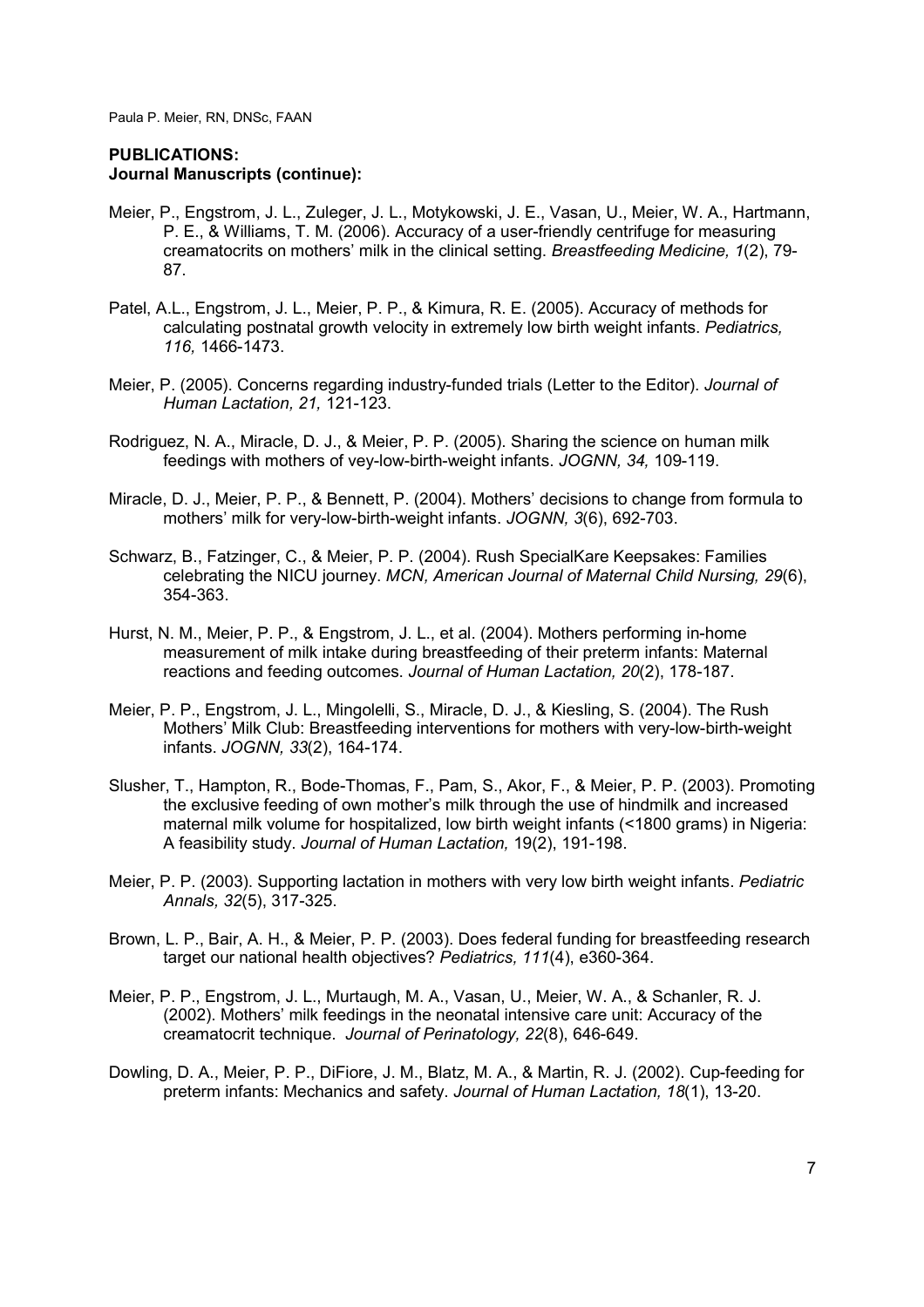**PUBLICATIONS:**
**Journal Manuscripts (continue):**

Meier, P., Engstrom, J. L., Zuleger, J. L., Motykowski, J. E., Vasan, U., Meier, W. A., Hartmann, P. E., & Williams, T. M. (2006). Accuracy of a user-friendly centrifuge for measuring creamatocrits on mothers' milk in the clinical setting. *Breastfeeding Medicine, 1*(2), 79-87.

Patel, A.L., Engstrom, J. L., Meier, P. P., & Kimura, R. E. (2005). Accuracy of methods for calculating postnatal growth velocity in extremely low birth weight infants. *Pediatrics, 116,* 1466-1473.

Meier, P. (2005). Concerns regarding industry-funded trials (Letter to the Editor). *Journal of Human Lactation, 21,* 121-123.

Rodriguez, N. A., Miracle, D. J., & Meier, P. P. (2005). Sharing the science on human milk feedings with mothers of vey-low-birth-weight infants. *JOGNN, 34,* 109-119.

Miracle, D. J., Meier, P. P., & Bennett, P. (2004). Mothers' decisions to change from formula to mothers' milk for very-low-birth-weight infants. *JOGNN, 3*(6), 692-703.

Schwarz, B., Fatzinger, C., & Meier, P. P. (2004). Rush SpecialKare Keepsakes: Families celebrating the NICU journey. *MCN, American Journal of Maternal Child Nursing, 29*(6), 354-363.

Hurst, N. M., Meier, P. P., & Engstrom, J. L., et al. (2004). Mothers performing in-home measurement of milk intake during breastfeeding of their preterm infants: Maternal reactions and feeding outcomes. *Journal of Human Lactation, 20*(2), 178-187.

Meier, P. P., Engstrom, J. L., Mingolelli, S., Miracle, D. J., & Kiesling, S. (2004). The Rush Mothers' Milk Club: Breastfeeding interventions for mothers with very-low-birth-weight infants. *JOGNN, 33*(2), 164-174.

Slusher, T., Hampton, R., Bode-Thomas, F., Pam, S., Akor, F., & Meier, P. P. (2003). Promoting the exclusive feeding of own mother's milk through the use of hindmilk and increased maternal milk volume for hospitalized, low birth weight infants (<1800 grams) in Nigeria: A feasibility study. *Journal of Human Lactation,* 19(2), 191-198.

Meier, P. P. (2003). Supporting lactation in mothers with very low birth weight infants. *Pediatric Annals, 32*(5), 317-325.

Brown, L. P., Bair, A. H., & Meier, P. P. (2003). Does federal funding for breastfeeding research target our national health objectives? *Pediatrics, 111*(4), e360-364.

Meier, P. P., Engstrom, J. L., Murtaugh, M. A., Vasan, U., Meier, W. A., & Schanler, R. J. (2002). Mothers' milk feedings in the neonatal intensive care unit: Accuracy of the creamatocrit technique. *Journal of Perinatology, 22*(8), 646-649.

Dowling, D. A., Meier, P. P., DiFiore, J. M., Blatz, M. A., & Martin, R. J. (2002). Cup-feeding for preterm infants: Mechanics and safety. *Journal of Human Lactation, 18*(1), 13-20.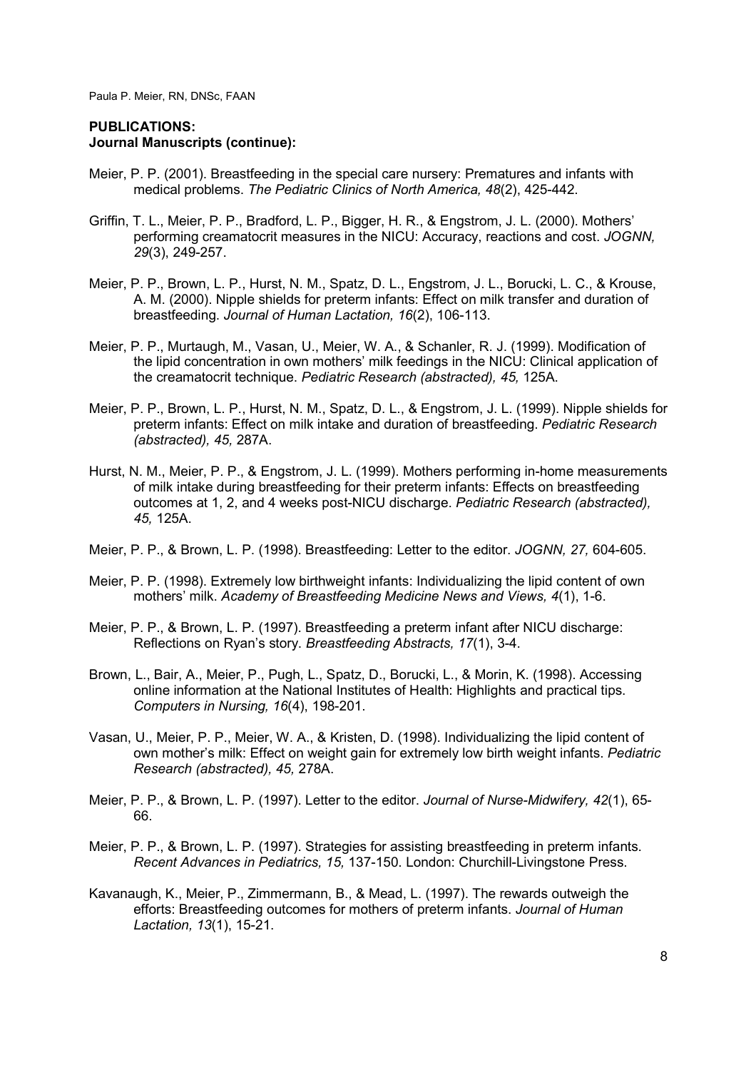## PUBLICATIONS:

### Journal Manuscripts (continue):

Meier, P. P. (2001). Breastfeeding in the special care nursery: Prematures and infants with medical problems. *The Pediatric Clinics of North America, 48*(2), 425-442.

Griffin, T. L., Meier, P. P., Bradford, L. P., Bigger, H. R., & Engstrom, J. L. (2000). Mothers' performing creamatocrit measures in the NICU: Accuracy, reactions and cost. *JOGNN, 29*(3), 249-257.

Meier, P. P., Brown, L. P., Hurst, N. M., Spatz, D. L., Engstrom, J. L., Borucki, L. C., & Krouse, A. M. (2000). Nipple shields for preterm infants: Effect on milk transfer and duration of breastfeeding. *Journal of Human Lactation, 16*(2), 106-113.

Meier, P. P., Murtaugh, M., Vasan, U., Meier, W. A., & Schanler, R. J. (1999). Modification of the lipid concentration in own mothers' milk feedings in the NICU: Clinical application of the creamatocrit technique. *Pediatric Research (abstracted), 45,* 125A.

Meier, P. P., Brown, L. P., Hurst, N. M., Spatz, D. L., & Engstrom, J. L. (1999). Nipple shields for preterm infants: Effect on milk intake and duration of breastfeeding. *Pediatric Research (abstracted), 45,* 287A.

Hurst, N. M., Meier, P. P., & Engstrom, J. L. (1999). Mothers performing in-home measurements of milk intake during breastfeeding for their preterm infants: Effects on breastfeeding outcomes at 1, 2, and 4 weeks post-NICU discharge. *Pediatric Research (abstracted), 45,* 125A.

Meier, P. P., & Brown, L. P. (1998). Breastfeeding: Letter to the editor. *JOGNN, 27,* 604-605.

Meier, P. P. (1998). Extremely low birthweight infants: Individualizing the lipid content of own mothers' milk. *Academy of Breastfeeding Medicine News and Views, 4*(1), 1-6.

Meier, P. P., & Brown, L. P. (1997). Breastfeeding a preterm infant after NICU discharge: Reflections on Ryan's story. *Breastfeeding Abstracts, 17*(1), 3-4.

Brown, L., Bair, A., Meier, P., Pugh, L., Spatz, D., Borucki, L., & Morin, K. (1998). Accessing online information at the National Institutes of Health: Highlights and practical tips. *Computers in Nursing, 16*(4), 198-201.

Vasan, U., Meier, P. P., Meier, W. A., & Kristen, D. (1998). Individualizing the lipid content of own mother's milk: Effect on weight gain for extremely low birth weight infants. *Pediatric Research (abstracted), 45,* 278A.

Meier, P. P., & Brown, L. P. (1997). Letter to the editor. *Journal of Nurse-Midwifery, 42*(1), 65-66.

Meier, P. P., & Brown, L. P. (1997). Strategies for assisting breastfeeding in preterm infants. *Recent Advances in Pediatrics, 15,* 137-150. London: Churchill-Livingstone Press.

Kavanaugh, K., Meier, P., Zimmermann, B., & Mead, L. (1997). The rewards outweigh the efforts: Breastfeeding outcomes for mothers of preterm infants. *Journal of Human Lactation, 13*(1), 15-21.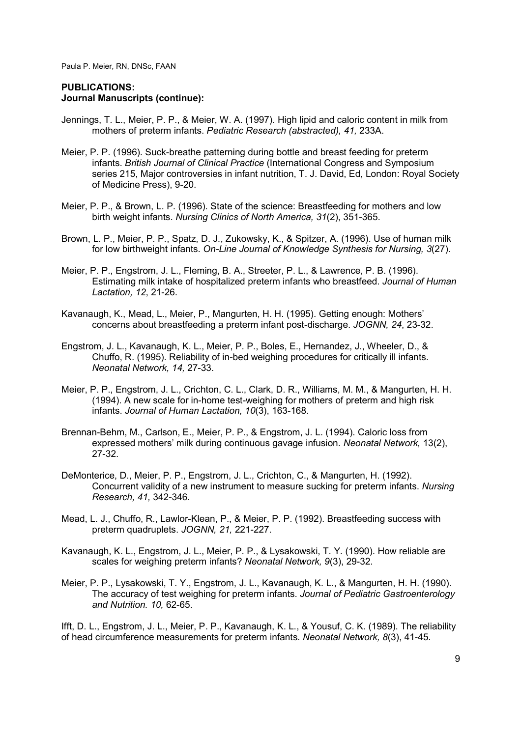**PUBLICATIONS:**
**Journal Manuscripts (continue):**

Jennings, T. L., Meier, P. P., & Meier, W. A. (1997). High lipid and caloric content in milk from mothers of preterm infants. *Pediatric Research (abstracted), 41,* 233A.

Meier, P. P. (1996). Suck-breathe patterning during bottle and breast feeding for preterm infants. *British Journal of Clinical Practice* (International Congress and Symposium series 215, Major controversies in infant nutrition, T. J. David, Ed, London: Royal Society of Medicine Press), 9-20.

Meier, P. P., & Brown, L. P. (1996). State of the science: Breastfeeding for mothers and low birth weight infants. *Nursing Clinics of North America, 31*(2), 351-365.

Brown, L. P., Meier, P. P., Spatz, D. J., Zukowsky, K., & Spitzer, A. (1996). Use of human milk for low birthweight infants. *On-Line Journal of Knowledge Synthesis for Nursing, 3*(27).

Meier, P. P., Engstrom, J. L., Fleming, B. A., Streeter, P. L., & Lawrence, P. B. (1996). Estimating milk intake of hospitalized preterm infants who breastfeed. *Journal of Human Lactation, 12*, 21-26.

Kavanaugh, K., Mead, L., Meier, P., Mangurten, H. H. (1995). Getting enough: Mothers' concerns about breastfeeding a preterm infant post-discharge. *JOGNN, 24*, 23-32.

Engstrom, J. L., Kavanaugh, K. L., Meier, P. P., Boles, E., Hernandez, J., Wheeler, D., & Chuffo, R. (1995). Reliability of in-bed weighing procedures for critically ill infants. *Neonatal Network, 14,* 27-33.

Meier, P. P., Engstrom, J. L., Crichton, C. L., Clark, D. R., Williams, M. M., & Mangurten, H. H. (1994). A new scale for in-home test-weighing for mothers of preterm and high risk infants. *Journal of Human Lactation, 10*(3), 163-168.

Brennan-Behm, M., Carlson, E., Meier, P. P., & Engstrom, J. L. (1994). Caloric loss from expressed mothers' milk during continuous gavage infusion. *Neonatal Network,* 13(2), 27-32.

DeMonterice, D., Meier, P. P., Engstrom, J. L., Crichton, C., & Mangurten, H. (1992). Concurrent validity of a new instrument to measure sucking for preterm infants. *Nursing Research, 41,* 342-346.

Mead, L. J., Chuffo, R., Lawlor-Klean, P., & Meier, P. P. (1992). Breastfeeding success with preterm quadruplets. *JOGNN, 21,* 221-227.

Kavanaugh, K. L., Engstrom, J. L., Meier, P. P., & Lysakowski, T. Y. (1990). How reliable are scales for weighing preterm infants? *Neonatal Network, 9*(3), 29-32.

Meier, P. P., Lysakowski, T. Y., Engstrom, J. L., Kavanaugh, K. L., & Mangurten, H. H. (1990). The accuracy of test weighing for preterm infants. *Journal of Pediatric Gastroenterology and Nutrition. 10,* 62-65.

Ifft, D. L., Engstrom, J. L., Meier, P. P., Kavanaugh, K. L., & Yousuf, C. K. (1989). The reliability of head circumference measurements for preterm infants. *Neonatal Network, 8*(3), 41-45.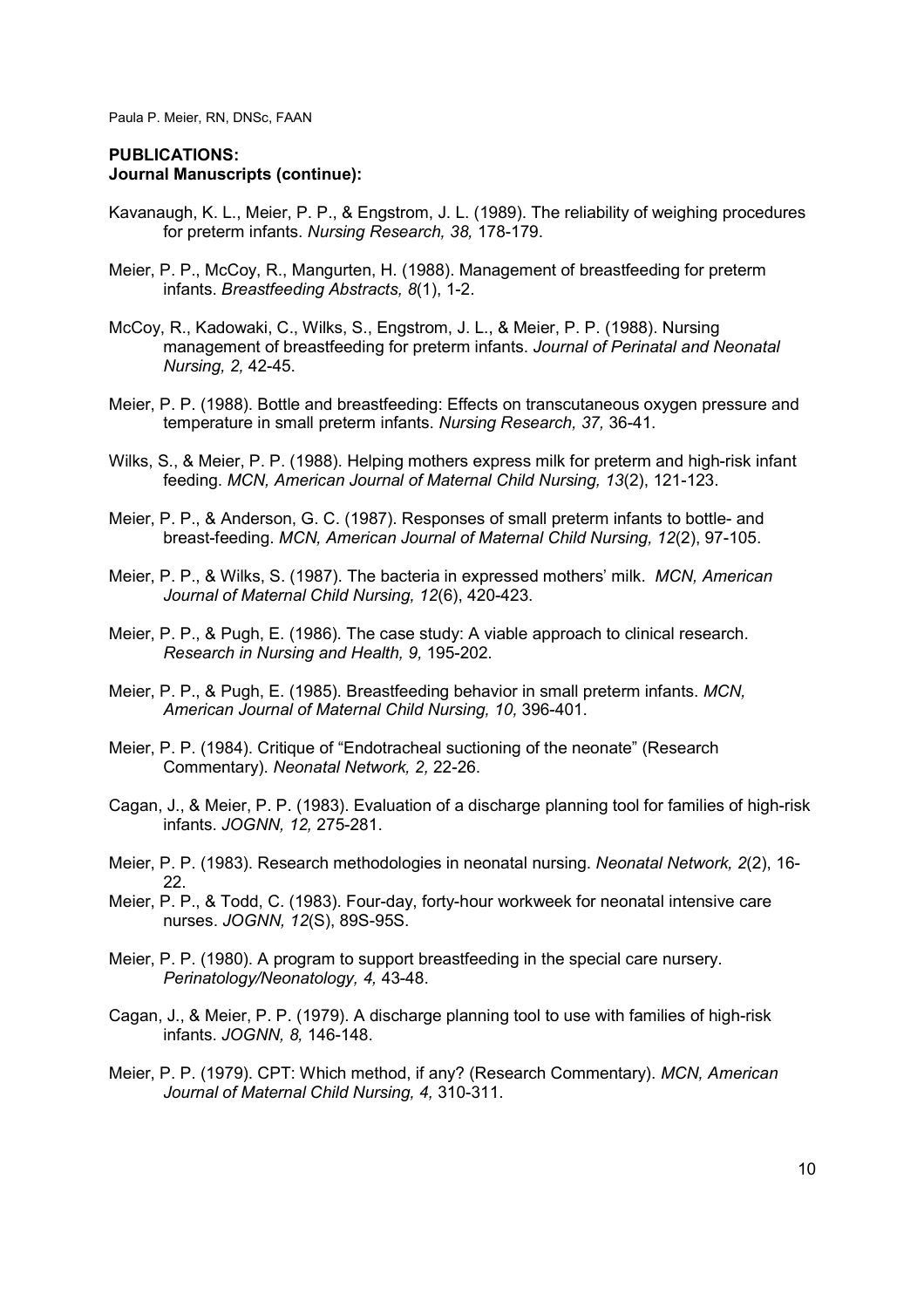**PUBLICATIONS:**
**Journal Manuscripts (continue):**

Kavanaugh, K. L., Meier, P. P., & Engstrom, J. L. (1989). The reliability of weighing procedures for preterm infants. *Nursing Research, 38,* 178-179.

Meier, P. P., McCoy, R., Mangurten, H. (1988). Management of breastfeeding for preterm infants. *Breastfeeding Abstracts, 8*(1), 1-2.

McCoy, R., Kadowaki, C., Wilks, S., Engstrom, J. L., & Meier, P. P. (1988). Nursing management of breastfeeding for preterm infants. *Journal of Perinatal and Neonatal Nursing, 2,* 42-45.

Meier, P. P. (1988). Bottle and breastfeeding: Effects on transcutaneous oxygen pressure and temperature in small preterm infants. *Nursing Research, 37,* 36-41.

Wilks, S., & Meier, P. P. (1988). Helping mothers express milk for preterm and high-risk infant feeding. *MCN, American Journal of Maternal Child Nursing, 13*(2), 121-123.

Meier, P. P., & Anderson, G. C. (1987). Responses of small preterm infants to bottle- and breast-feeding. *MCN, American Journal of Maternal Child Nursing, 12*(2), 97-105.

Meier, P. P., & Wilks, S. (1987). The bacteria in expressed mothers' milk. *MCN, American Journal of Maternal Child Nursing, 12*(6), 420-423.

Meier, P. P., & Pugh, E. (1986). The case study: A viable approach to clinical research. *Research in Nursing and Health, 9,* 195-202.

Meier, P. P., & Pugh, E. (1985). Breastfeeding behavior in small preterm infants. *MCN, American Journal of Maternal Child Nursing, 10,* 396-401.

Meier, P. P. (1984). Critique of "Endotracheal suctioning of the neonate" (Research Commentary). *Neonatal Network, 2,* 22-26.

Cagan, J., & Meier, P. P. (1983). Evaluation of a discharge planning tool for families of high-risk infants. *JOGNN, 12,* 275-281.

Meier, P. P. (1983). Research methodologies in neonatal nursing. *Neonatal Network, 2*(2), 16-22.

Meier, P. P., & Todd, C. (1983). Four-day, forty-hour workweek for neonatal intensive care nurses. *JOGNN, 12*(S), 89S-95S.

Meier, P. P. (1980). A program to support breastfeeding in the special care nursery. *Perinatology/Neonatology, 4,* 43-48.

Cagan, J., & Meier, P. P. (1979). A discharge planning tool to use with families of high-risk infants. *JOGNN, 8,* 146-148.

Meier, P. P. (1979). CPT: Which method, if any? (Research Commentary). *MCN, American Journal of Maternal Child Nursing, 4,* 310-311.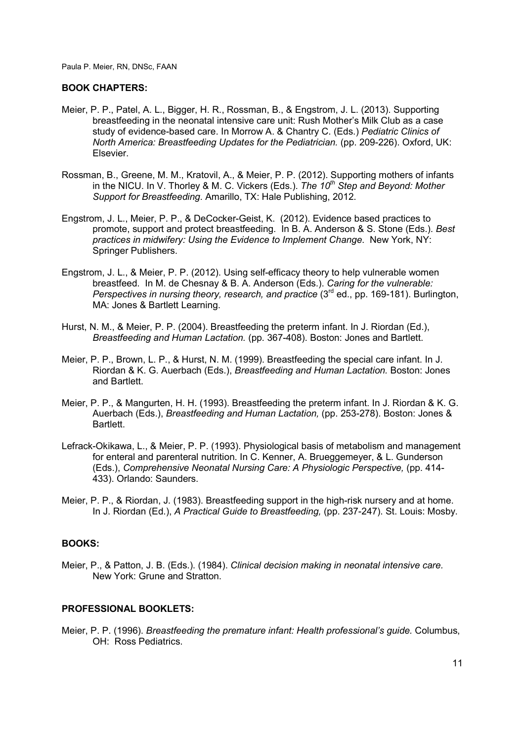**BOOK CHAPTERS:**

Meier, P. P., Patel, A. L., Bigger, H. R., Rossman, B., & Engstrom, J. L. (2013). Supporting breastfeeding in the neonatal intensive care unit: Rush Mother's Milk Club as a case study of evidence-based care. In Morrow A. & Chantry C. (Eds.) *Pediatric Clinics of North America: Breastfeeding Updates for the Pediatrician.* (pp. 209-226). Oxford, UK: Elsevier.

Rossman, B., Greene, M. M., Kratovil, A., & Meier, P. P. (2012). Supporting mothers of infants in the NICU. In V. Thorley & M. C. Vickers (Eds.). *The 10th Step and Beyond: Mother Support for Breastfeeding.* Amarillo, TX: Hale Publishing, 2012.

Engstrom, J. L., Meier, P. P., & DeCocker-Geist, K. (2012). Evidence based practices to promote, support and protect breastfeeding. In B. A. Anderson & S. Stone (Eds.). *Best practices in midwifery: Using the Evidence to Implement Change.* New York, NY: Springer Publishers.

Engstrom, J. L., & Meier, P. P. (2012). Using self-efficacy theory to help vulnerable women breastfeed. In M. de Chesnay & B. A. Anderson (Eds.). *Caring for the vulnerable: Perspectives in nursing theory, research, and practice* (3rd ed., pp. 169-181). Burlington, MA: Jones & Bartlett Learning.

Hurst, N. M., & Meier, P. P. (2004). Breastfeeding the preterm infant. In J. Riordan (Ed.), *Breastfeeding and Human Lactation.* (pp. 367-408). Boston: Jones and Bartlett.

Meier, P. P., Brown, L. P., & Hurst, N. M. (1999). Breastfeeding the special care infant. In J. Riordan & K. G. Auerbach (Eds.), *Breastfeeding and Human Lactation.* Boston: Jones and Bartlett.

Meier, P. P., & Mangurten, H. H. (1993). Breastfeeding the preterm infant. In J. Riordan & K. G. Auerbach (Eds.), *Breastfeeding and Human Lactation,* (pp. 253-278). Boston: Jones & Bartlett.

Lefrack-Okikawa, L., & Meier, P. P. (1993). Physiological basis of metabolism and management for enteral and parenteral nutrition. In C. Kenner, A. Brueggemeyer, & L. Gunderson (Eds.), *Comprehensive Neonatal Nursing Care: A Physiologic Perspective,* (pp. 414-433). Orlando: Saunders.

Meier, P. P., & Riordan, J. (1983). Breastfeeding support in the high-risk nursery and at home. In J. Riordan (Ed.), *A Practical Guide to Breastfeeding,* (pp. 237-247). St. Louis: Mosby.

**BOOKS:**

Meier, P., & Patton, J. B. (Eds.). (1984). *Clinical decision making in neonatal intensive care.* New York: Grune and Stratton.

**PROFESSIONAL BOOKLETS:**

Meier, P. P. (1996). *Breastfeeding the premature infant: Health professional's guide.* Columbus, OH: Ross Pediatrics.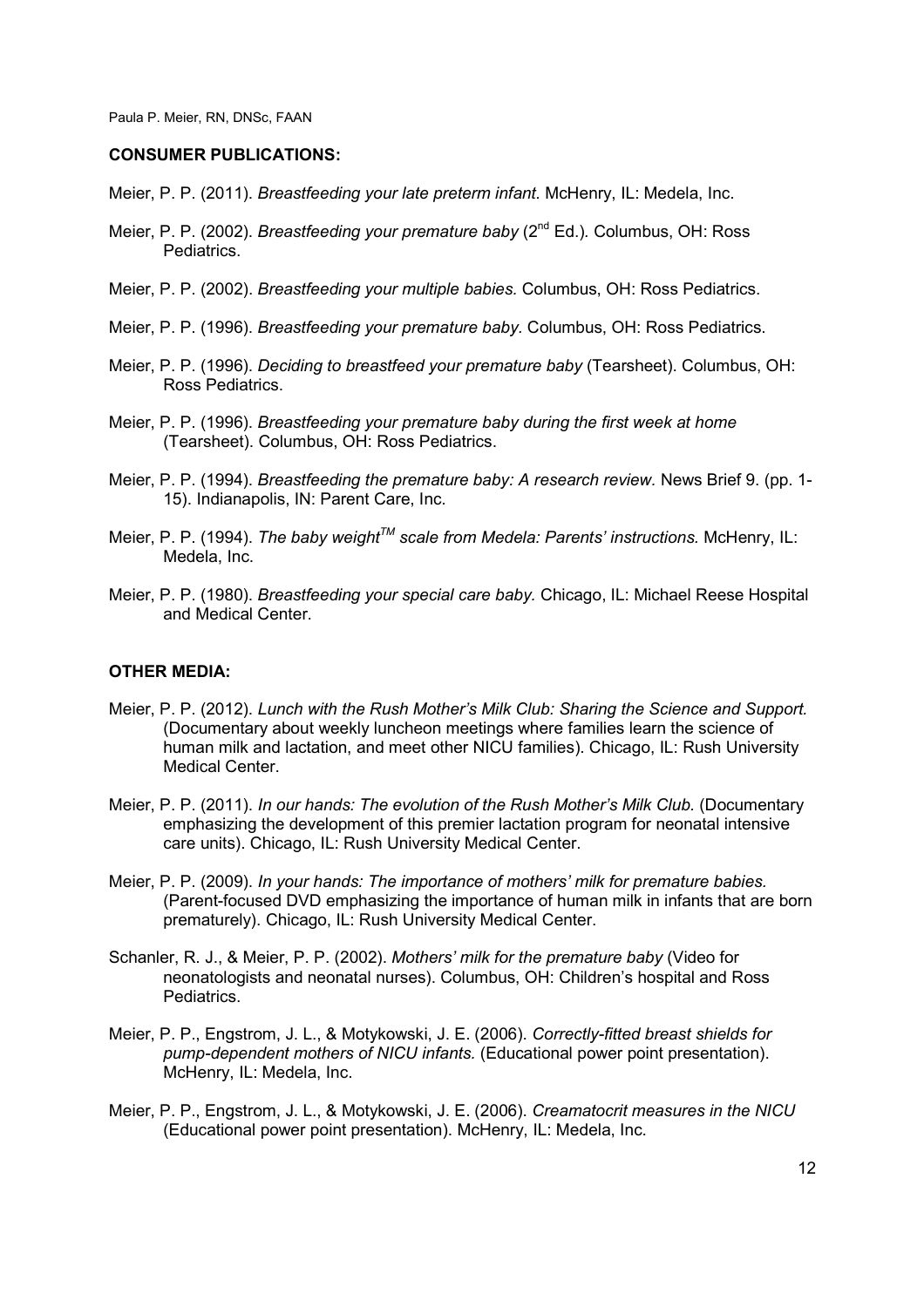## CONSUMER PUBLICATIONS:

Meier, P. P. (2011). *Breastfeeding your late preterm infant*. McHenry, IL: Medela, Inc.

Meier, P. P. (2002). *Breastfeeding your premature baby* (2nd Ed.). Columbus, OH: Ross Pediatrics.

Meier, P. P. (2002). *Breastfeeding your multiple babies.* Columbus, OH: Ross Pediatrics.

Meier, P. P. (1996). *Breastfeeding your premature baby*. Columbus, OH: Ross Pediatrics.

Meier, P. P. (1996). *Deciding to breastfeed your premature baby* (Tearsheet). Columbus, OH: Ross Pediatrics.

Meier, P. P. (1996). *Breastfeeding your premature baby during the first week at home* (Tearsheet). Columbus, OH: Ross Pediatrics.

Meier, P. P. (1994). *Breastfeeding the premature baby: A research review.* News Brief 9. (pp. 1-15). Indianapolis, IN: Parent Care, Inc.

Meier, P. P. (1994). *The baby weight™ scale from Medela: Parents' instructions.* McHenry, IL: Medela, Inc.

Meier, P. P. (1980). *Breastfeeding your special care baby.* Chicago, IL: Michael Reese Hospital and Medical Center.

## OTHER MEDIA:

Meier, P. P. (2012). *Lunch with the Rush Mother's Milk Club: Sharing the Science and Support.* (Documentary about weekly luncheon meetings where families learn the science of human milk and lactation, and meet other NICU families). Chicago, IL: Rush University Medical Center.

Meier, P. P. (2011). *In our hands: The evolution of the Rush Mother's Milk Club.* (Documentary emphasizing the development of this premier lactation program for neonatal intensive care units). Chicago, IL: Rush University Medical Center.

Meier, P. P. (2009). *In your hands: The importance of mothers' milk for premature babies.* (Parent-focused DVD emphasizing the importance of human milk in infants that are born prematurely). Chicago, IL: Rush University Medical Center.

Schanler, R. J., & Meier, P. P. (2002). *Mothers' milk for the premature baby* (Video for neonatologists and neonatal nurses). Columbus, OH: Children's hospital and Ross Pediatrics.

Meier, P. P., Engstrom, J. L., & Motykowski, J. E. (2006). *Correctly-fitted breast shields for pump-dependent mothers of NICU infants.* (Educational power point presentation). McHenry, IL: Medela, Inc.

Meier, P. P., Engstrom, J. L., & Motykowski, J. E. (2006). *Creamatocrit measures in the NICU* (Educational power point presentation). McHenry, IL: Medela, Inc.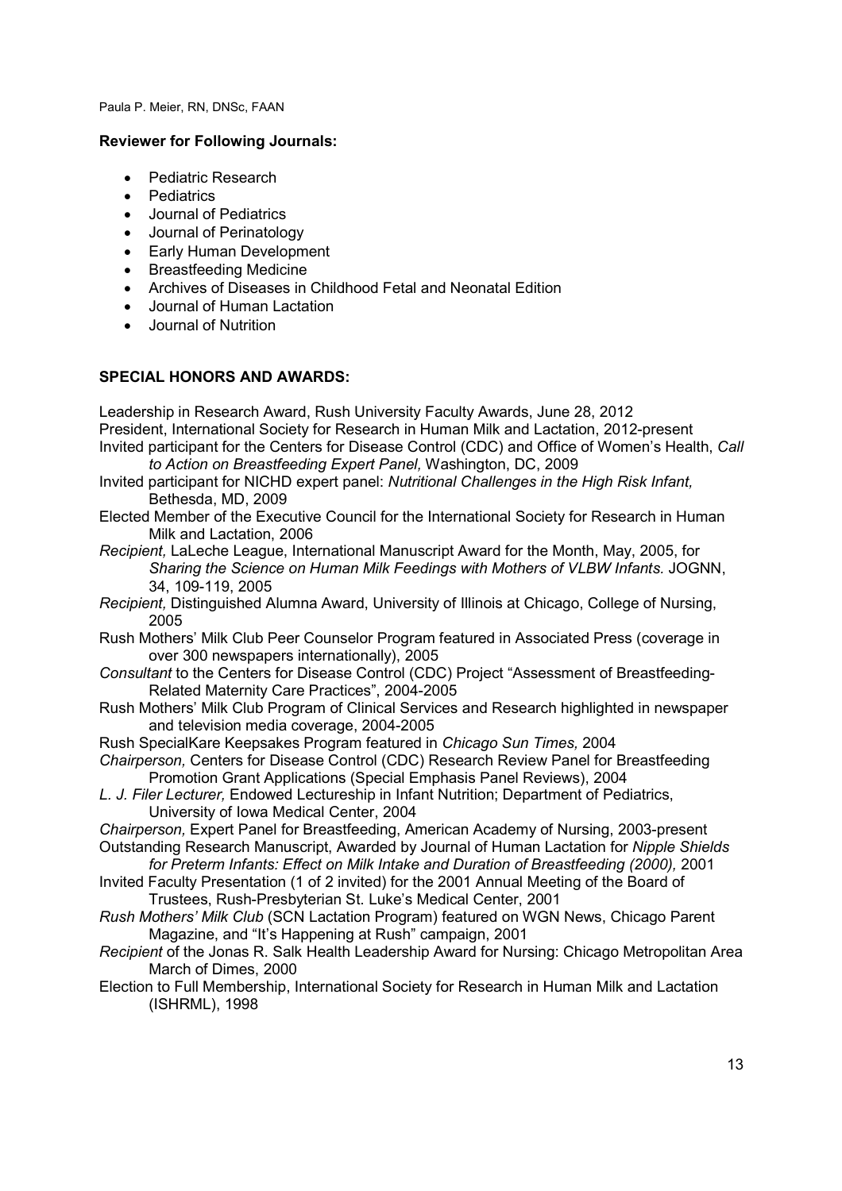**Reviewer for Following Journals:**

- Pediatric Research
- Pediatrics
- Journal of Pediatrics
- Journal of Perinatology
- Early Human Development
- Breastfeeding Medicine
- Archives of Diseases in Childhood Fetal and Neonatal Edition
- Journal of Human Lactation
- Journal of Nutrition

**SPECIAL HONORS AND AWARDS:**

Leadership in Research Award, Rush University Faculty Awards, June 28, 2012

President, International Society for Research in Human Milk and Lactation, 2012-present

Invited participant for the Centers for Disease Control (CDC) and Office of Women's Health, *Call to Action on Breastfeeding Expert Panel,* Washington, DC, 2009

Invited participant for NICHD expert panel: *Nutritional Challenges in the High Risk Infant,* Bethesda, MD, 2009

Elected Member of the Executive Council for the International Society for Research in Human Milk and Lactation, 2006

*Recipient,* LaLeche League, International Manuscript Award for the Month, May, 2005, for *Sharing the Science on Human Milk Feedings with Mothers of VLBW Infants.* JOGNN, 34, 109-119, 2005

*Recipient,* Distinguished Alumna Award, University of Illinois at Chicago, College of Nursing, 2005

Rush Mothers' Milk Club Peer Counselor Program featured in Associated Press (coverage in over 300 newspapers internationally), 2005

*Consultant* to the Centers for Disease Control (CDC) Project "Assessment of Breastfeeding-Related Maternity Care Practices", 2004-2005

Rush Mothers' Milk Club Program of Clinical Services and Research highlighted in newspaper and television media coverage, 2004-2005

Rush SpecialKare Keepsakes Program featured in *Chicago Sun Times,* 2004

*Chairperson,* Centers for Disease Control (CDC) Research Review Panel for Breastfeeding Promotion Grant Applications (Special Emphasis Panel Reviews), 2004

*L. J. Filer Lecturer,* Endowed Lectureship in Infant Nutrition; Department of Pediatrics, University of Iowa Medical Center, 2004

*Chairperson,* Expert Panel for Breastfeeding, American Academy of Nursing, 2003-present

Outstanding Research Manuscript, Awarded by Journal of Human Lactation for *Nipple Shields for Preterm Infants: Effect on Milk Intake and Duration of Breastfeeding (2000),* 2001

Invited Faculty Presentation (1 of 2 invited) for the 2001 Annual Meeting of the Board of Trustees, Rush-Presbyterian St. Luke's Medical Center, 2001

*Rush Mothers' Milk Club* (SCN Lactation Program) featured on WGN News, Chicago Parent Magazine, and "It's Happening at Rush" campaign, 2001

*Recipient* of the Jonas R. Salk Health Leadership Award for Nursing: Chicago Metropolitan Area March of Dimes, 2000

Election to Full Membership, International Society for Research in Human Milk and Lactation (ISHRML), 1998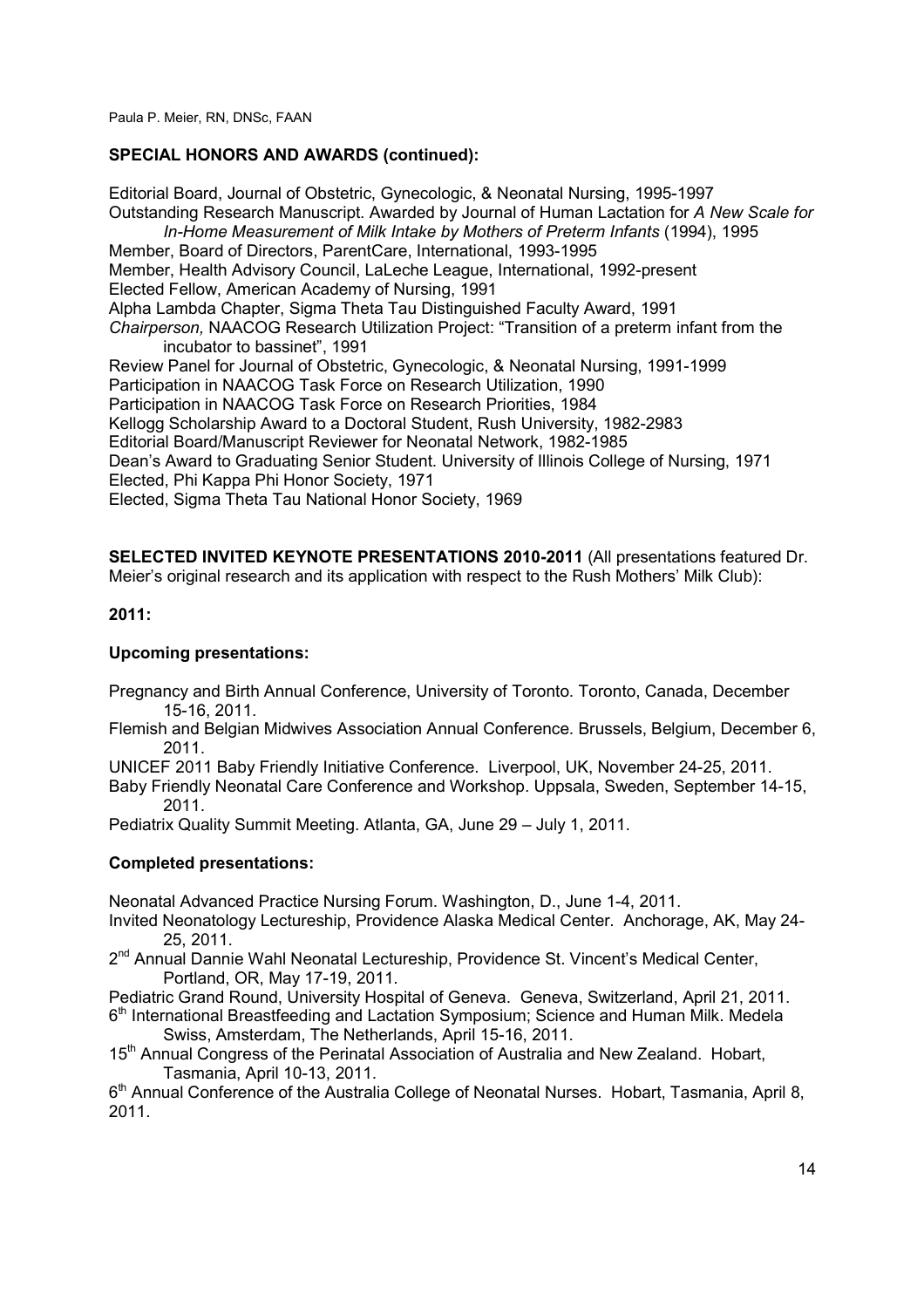## SPECIAL HONORS AND AWARDS (continued):

Editorial Board, Journal of Obstetric, Gynecologic, & Neonatal Nursing, 1995-1997

Outstanding Research Manuscript. Awarded by Journal of Human Lactation for *A New Scale for In-Home Measurement of Milk Intake by Mothers of Preterm Infants* (1994), 1995

Member, Board of Directors, ParentCare, International, 1993-1995

Member, Health Advisory Council, LaLeche League, International, 1992-present

Elected Fellow, American Academy of Nursing, 1991

Alpha Lambda Chapter, Sigma Theta Tau Distinguished Faculty Award, 1991

*Chairperson,* NAACOG Research Utilization Project: "Transition of a preterm infant from the incubator to bassinet", 1991

Review Panel for Journal of Obstetric, Gynecologic, & Neonatal Nursing, 1991-1999

Participation in NAACOG Task Force on Research Utilization, 1990

Participation in NAACOG Task Force on Research Priorities, 1984

Kellogg Scholarship Award to a Doctoral Student, Rush University, 1982-2983

Editorial Board/Manuscript Reviewer for Neonatal Network, 1982-1985

Dean's Award to Graduating Senior Student. University of Illinois College of Nursing, 1971

Elected, Phi Kappa Phi Honor Society, 1971

Elected, Sigma Theta Tau National Honor Society, 1969

**SELECTED INVITED KEYNOTE PRESENTATIONS 2010-2011** (All presentations featured Dr. Meier's original research and its application with respect to the Rush Mothers' Milk Club):

### 2011:

### Upcoming presentations:

Pregnancy and Birth Annual Conference, University of Toronto. Toronto, Canada, December 15-16, 2011.

Flemish and Belgian Midwives Association Annual Conference. Brussels, Belgium, December 6, 2011.

UNICEF 2011 Baby Friendly Initiative Conference. Liverpool, UK, November 24-25, 2011.

Baby Friendly Neonatal Care Conference and Workshop. Uppsala, Sweden, September 14-15, 2011.

Pediatrix Quality Summit Meeting. Atlanta, GA, June 29 – July 1, 2011.

### Completed presentations:

Neonatal Advanced Practice Nursing Forum. Washington, D., June 1-4, 2011.

Invited Neonatology Lectureship, Providence Alaska Medical Center. Anchorage, AK, May 24-25, 2011.

2nd Annual Dannie Wahl Neonatal Lectureship, Providence St. Vincent's Medical Center, Portland, OR, May 17-19, 2011.

Pediatric Grand Round, University Hospital of Geneva. Geneva, Switzerland, April 21, 2011.

6th International Breastfeeding and Lactation Symposium; Science and Human Milk. Medela Swiss, Amsterdam, The Netherlands, April 15-16, 2011.

15th Annual Congress of the Perinatal Association of Australia and New Zealand. Hobart, Tasmania, April 10-13, 2011.

6th Annual Conference of the Australia College of Neonatal Nurses. Hobart, Tasmania, April 8, 2011.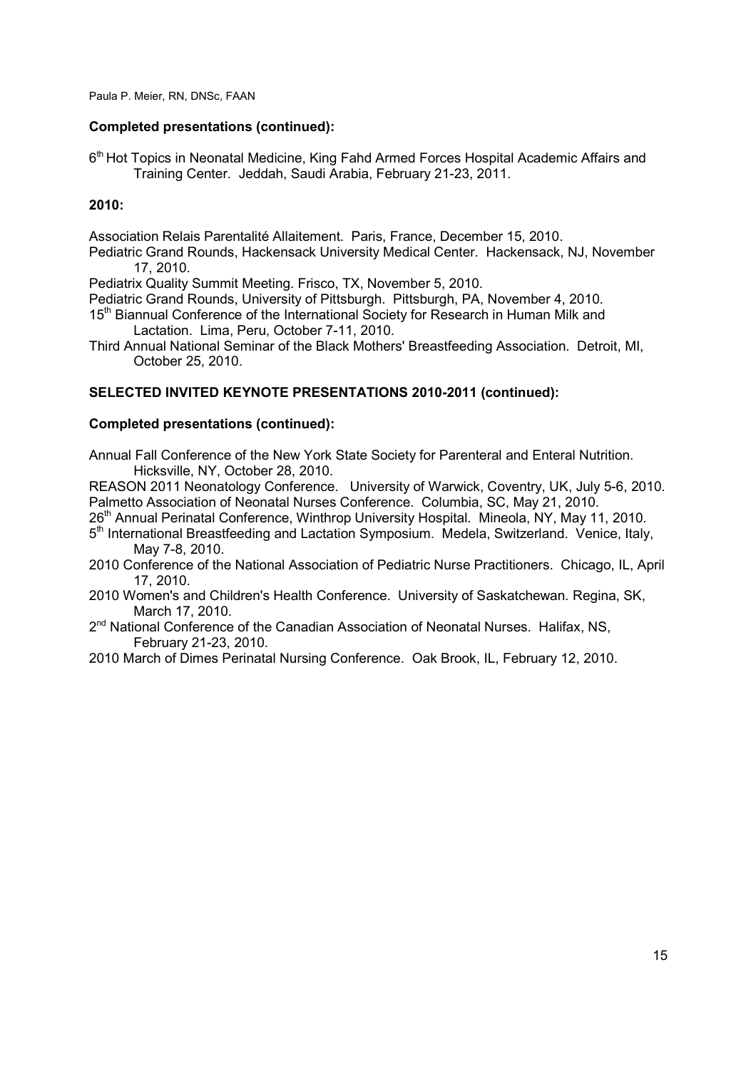**Completed presentations (continued):**

6th Hot Topics in Neonatal Medicine, King Fahd Armed Forces Hospital Academic Affairs and Training Center. Jeddah, Saudi Arabia, February 21-23, 2011.

**2010:**

Association Relais Parentalité Allaitement. Paris, France, December 15, 2010.
Pediatric Grand Rounds, Hackensack University Medical Center. Hackensack, NJ, November 17, 2010.
Pediatrix Quality Summit Meeting. Frisco, TX, November 5, 2010.
Pediatric Grand Rounds, University of Pittsburgh. Pittsburgh, PA, November 4, 2010.
15th Biannual Conference of the International Society for Research in Human Milk and Lactation. Lima, Peru, October 7-11, 2010.
Third Annual National Seminar of the Black Mothers' Breastfeeding Association. Detroit, MI, October 25, 2010.

**SELECTED INVITED KEYNOTE PRESENTATIONS 2010-2011 (continued):**

**Completed presentations (continued):**

Annual Fall Conference of the New York State Society for Parenteral and Enteral Nutrition. Hicksville, NY, October 28, 2010.
REASON 2011 Neonatology Conference. University of Warwick, Coventry, UK, July 5-6, 2010.
Palmetto Association of Neonatal Nurses Conference. Columbia, SC, May 21, 2010.
26th Annual Perinatal Conference, Winthrop University Hospital. Mineola, NY, May 11, 2010.
5th International Breastfeeding and Lactation Symposium. Medela, Switzerland. Venice, Italy, May 7-8, 2010.
2010 Conference of the National Association of Pediatric Nurse Practitioners. Chicago, IL, April 17, 2010.
2010 Women's and Children's Health Conference. University of Saskatchewan. Regina, SK, March 17, 2010.
2nd National Conference of the Canadian Association of Neonatal Nurses. Halifax, NS, February 21-23, 2010.
2010 March of Dimes Perinatal Nursing Conference. Oak Brook, IL, February 12, 2010.